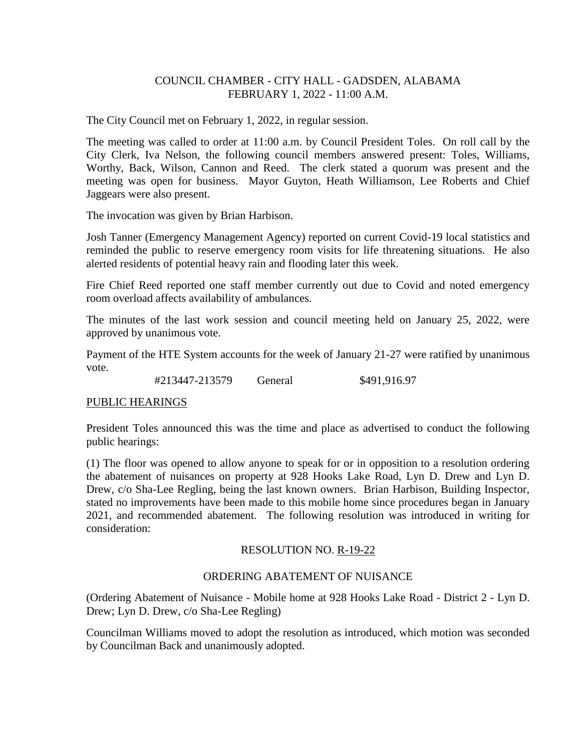COUNCIL CHAMBER - CITY HALL - GADSDEN, ALABAMA
FEBRUARY 1, 2022 - 11:00 A.M.

The City Council met on February 1, 2022, in regular session.

The meeting was called to order at 11:00 a.m. by Council President Toles. On roll call by the City Clerk, Iva Nelson, the following council members answered present: Toles, Williams, Worthy, Back, Wilson, Cannon and Reed. The clerk stated a quorum was present and the meeting was open for business. Mayor Guyton, Heath Williamson, Lee Roberts and Chief Jaggears were also present.

The invocation was given by Brian Harbison.

Josh Tanner (Emergency Management Agency) reported on current Covid-19 local statistics and reminded the public to reserve emergency room visits for life threatening situations. He also alerted residents of potential heavy rain and flooding later this week.

Fire Chief Reed reported one staff member currently out due to Covid and noted emergency room overload affects availability of ambulances.

The minutes of the last work session and council meeting held on January 25, 2022, were approved by unanimous vote.

Payment of the HTE System accounts for the week of January 21-27 were ratified by unanimous vote.

| #213447-213579 | General | $491,916.97 |
| --- | --- | --- |

PUBLIC HEARINGS

President Toles announced this was the time and place as advertised to conduct the following public hearings:

(1) The floor was opened to allow anyone to speak for or in opposition to a resolution ordering the abatement of nuisances on property at 928 Hooks Lake Road, Lyn D. Drew and Lyn D. Drew, c/o Sha-Lee Regling, being the last known owners. Brian Harbison, Building Inspector, stated no improvements have been made to this mobile home since procedures began in January 2021, and recommended abatement. The following resolution was introduced in writing for consideration:

RESOLUTION NO. R-19-22

ORDERING ABATEMENT OF NUISANCE

(Ordering Abatement of Nuisance - Mobile home at 928 Hooks Lake Road - District 2 - Lyn D. Drew; Lyn D. Drew, c/o Sha-Lee Regling)

Councilman Williams moved to adopt the resolution as introduced, which motion was seconded by Councilman Back and unanimously adopted.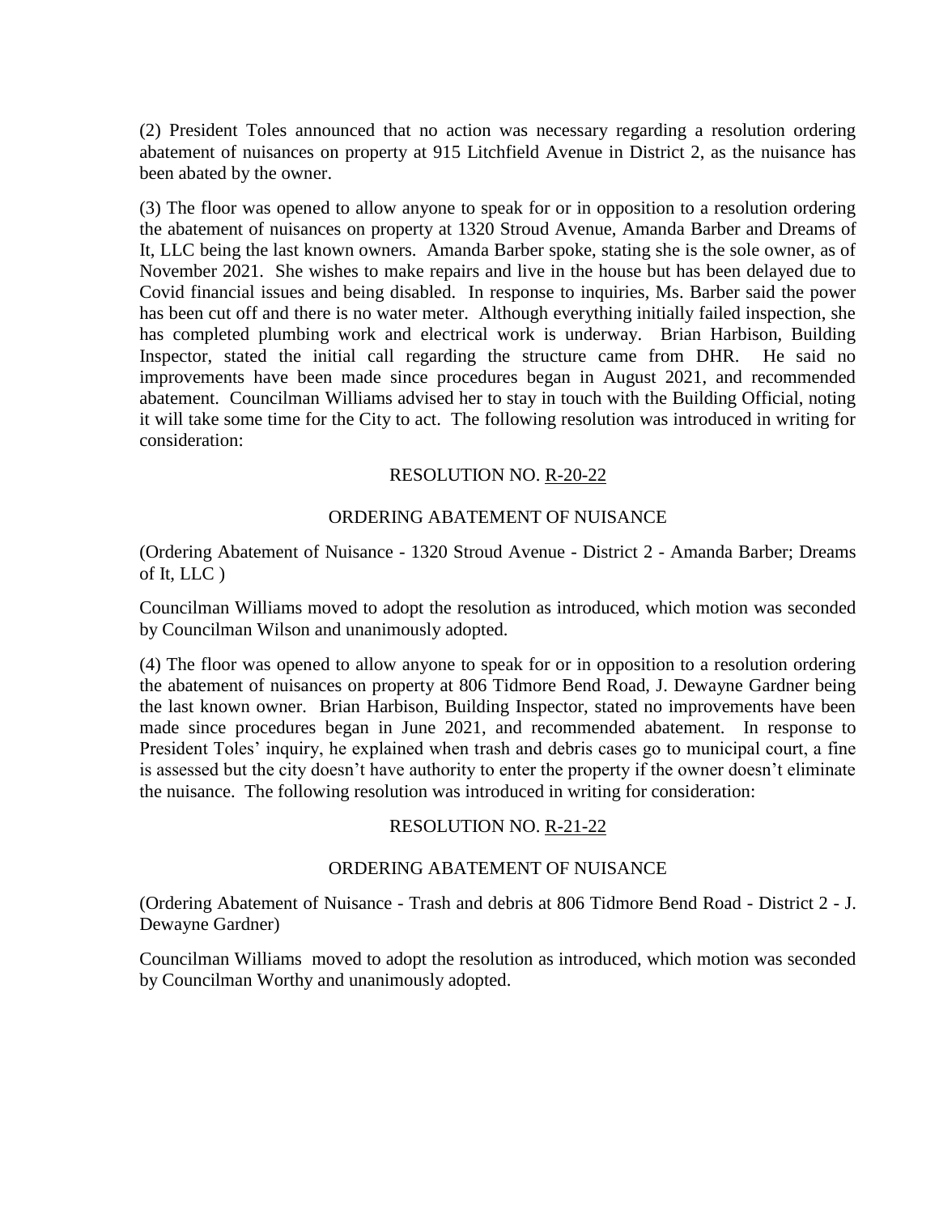(2) President Toles announced that no action was necessary regarding a resolution ordering abatement of nuisances on property at 915 Litchfield Avenue in District 2, as the nuisance has been abated by the owner.

(3) The floor was opened to allow anyone to speak for or in opposition to a resolution ordering the abatement of nuisances on property at 1320 Stroud Avenue, Amanda Barber and Dreams of It, LLC being the last known owners. Amanda Barber spoke, stating she is the sole owner, as of November 2021. She wishes to make repairs and live in the house but has been delayed due to Covid financial issues and being disabled. In response to inquiries, Ms. Barber said the power has been cut off and there is no water meter. Although everything initially failed inspection, she has completed plumbing work and electrical work is underway. Brian Harbison, Building Inspector, stated the initial call regarding the structure came from DHR. He said no improvements have been made since procedures began in August 2021, and recommended abatement. Councilman Williams advised her to stay in touch with the Building Official, noting it will take some time for the City to act. The following resolution was introduced in writing for consideration:

RESOLUTION NO. R-20-22

ORDERING ABATEMENT OF NUISANCE

(Ordering Abatement of Nuisance - 1320 Stroud Avenue - District 2 - Amanda Barber; Dreams of It, LLC )

Councilman Williams moved to adopt the resolution as introduced, which motion was seconded by Councilman Wilson and unanimously adopted.

(4) The floor was opened to allow anyone to speak for or in opposition to a resolution ordering the abatement of nuisances on property at 806 Tidmore Bend Road, J. Dewayne Gardner being the last known owner. Brian Harbison, Building Inspector, stated no improvements have been made since procedures began in June 2021, and recommended abatement. In response to President Toles' inquiry, he explained when trash and debris cases go to municipal court, a fine is assessed but the city doesn't have authority to enter the property if the owner doesn't eliminate the nuisance. The following resolution was introduced in writing for consideration:

RESOLUTION NO. R-21-22

ORDERING ABATEMENT OF NUISANCE

(Ordering Abatement of Nuisance - Trash and debris at 806 Tidmore Bend Road - District 2 - J. Dewayne Gardner)

Councilman Williams moved to adopt the resolution as introduced, which motion was seconded by Councilman Worthy and unanimously adopted.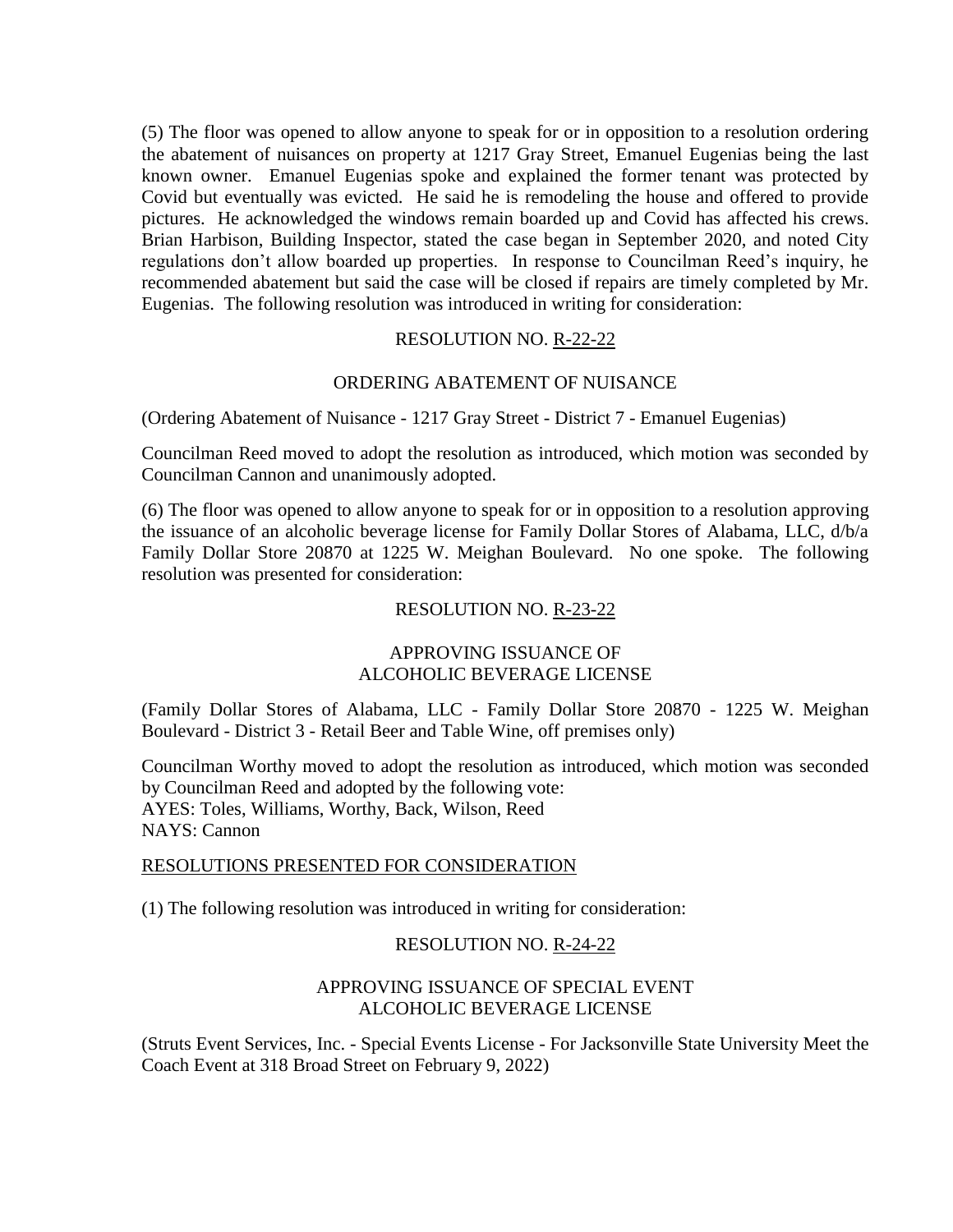(5) The floor was opened to allow anyone to speak for or in opposition to a resolution ordering the abatement of nuisances on property at 1217 Gray Street, Emanuel Eugenias being the last known owner. Emanuel Eugenias spoke and explained the former tenant was protected by Covid but eventually was evicted. He said he is remodeling the house and offered to provide pictures. He acknowledged the windows remain boarded up and Covid has affected his crews. Brian Harbison, Building Inspector, stated the case began in September 2020, and noted City regulations don't allow boarded up properties. In response to Councilman Reed's inquiry, he recommended abatement but said the case will be closed if repairs are timely completed by Mr. Eugenias. The following resolution was introduced in writing for consideration:

RESOLUTION NO. R-22-22

ORDERING ABATEMENT OF NUISANCE

(Ordering Abatement of Nuisance - 1217 Gray Street - District 7 - Emanuel Eugenias)

Councilman Reed moved to adopt the resolution as introduced, which motion was seconded by Councilman Cannon and unanimously adopted.

(6) The floor was opened to allow anyone to speak for or in opposition to a resolution approving the issuance of an alcoholic beverage license for Family Dollar Stores of Alabama, LLC, d/b/a Family Dollar Store 20870 at 1225 W. Meighan Boulevard. No one spoke. The following resolution was presented for consideration:

RESOLUTION NO. R-23-22

APPROVING ISSUANCE OF
ALCOHOLIC BEVERAGE LICENSE

(Family Dollar Stores of Alabama, LLC - Family Dollar Store 20870 - 1225 W. Meighan Boulevard - District 3 - Retail Beer and Table Wine, off premises only)

Councilman Worthy moved to adopt the resolution as introduced, which motion was seconded by Councilman Reed and adopted by the following vote:
AYES: Toles, Williams, Worthy, Back, Wilson, Reed
NAYS: Cannon

RESOLUTIONS PRESENTED FOR CONSIDERATION

(1) The following resolution was introduced in writing for consideration:

RESOLUTION NO. R-24-22

APPROVING ISSUANCE OF SPECIAL EVENT
ALCOHOLIC BEVERAGE LICENSE

(Struts Event Services, Inc. - Special Events License - For Jacksonville State University Meet the Coach Event at 318 Broad Street on February 9, 2022)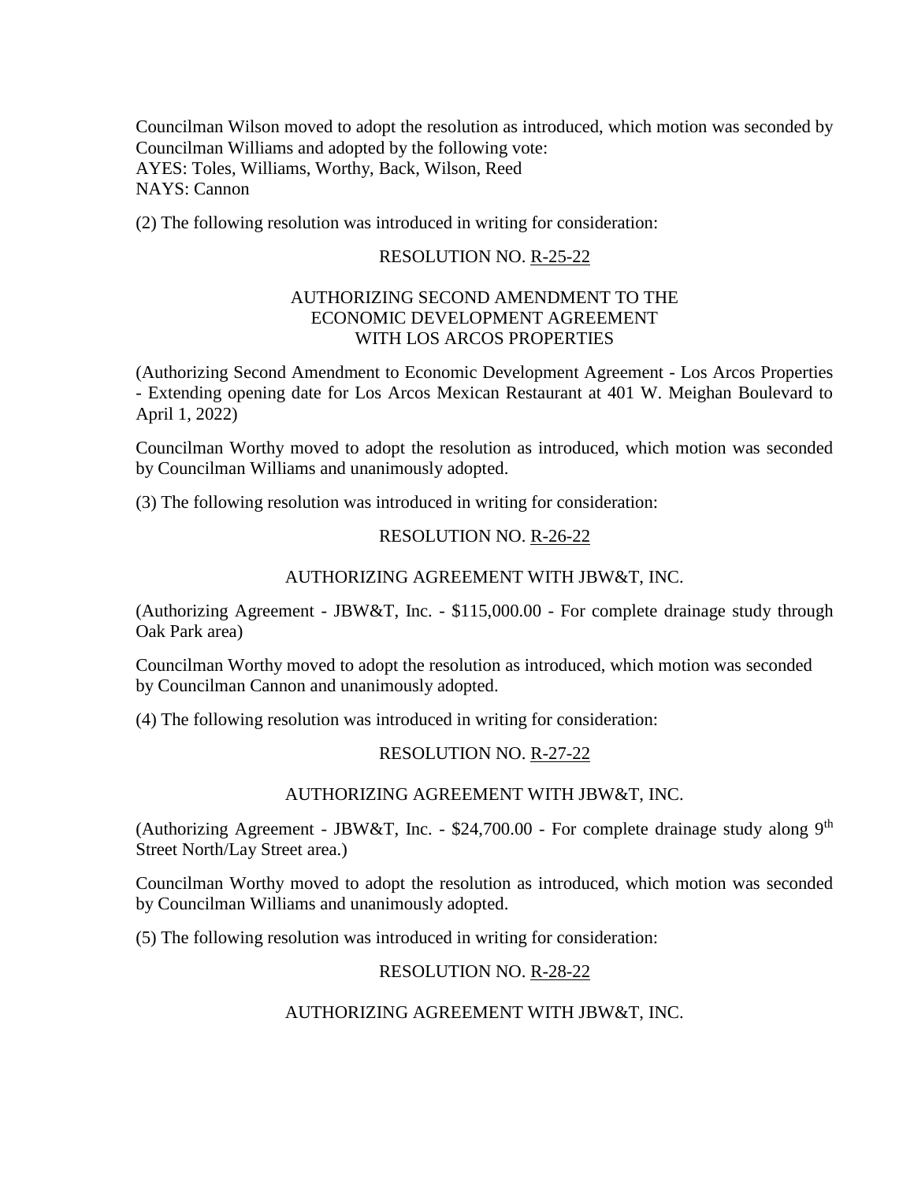Councilman Wilson moved to adopt the resolution as introduced, which motion was seconded by Councilman Williams and adopted by the following vote:
AYES: Toles, Williams, Worthy, Back, Wilson, Reed
NAYS: Cannon

(2) The following resolution was introduced in writing for consideration:

RESOLUTION NO. R-25-22

AUTHORIZING SECOND AMENDMENT TO THE ECONOMIC DEVELOPMENT AGREEMENT WITH LOS ARCOS PROPERTIES

(Authorizing Second Amendment to Economic Development Agreement - Los Arcos Properties - Extending opening date for Los Arcos Mexican Restaurant at 401 W. Meighan Boulevard to April 1, 2022)

Councilman Worthy moved to adopt the resolution as introduced, which motion was seconded by Councilman Williams and unanimously adopted.

(3) The following resolution was introduced in writing for consideration:

RESOLUTION NO. R-26-22

AUTHORIZING AGREEMENT WITH JBW&T, INC.

(Authorizing Agreement - JBW&T, Inc. - $115,000.00 - For complete drainage study through Oak Park area)

Councilman Worthy moved to adopt the resolution as introduced, which motion was seconded by Councilman Cannon and unanimously adopted.

(4) The following resolution was introduced in writing for consideration:

RESOLUTION NO. R-27-22

AUTHORIZING AGREEMENT WITH JBW&T, INC.

(Authorizing Agreement - JBW&T, Inc. - $24,700.00 - For complete drainage study along 9th Street North/Lay Street area.)

Councilman Worthy moved to adopt the resolution as introduced, which motion was seconded by Councilman Williams and unanimously adopted.

(5) The following resolution was introduced in writing for consideration:

RESOLUTION NO. R-28-22

AUTHORIZING AGREEMENT WITH JBW&T, INC.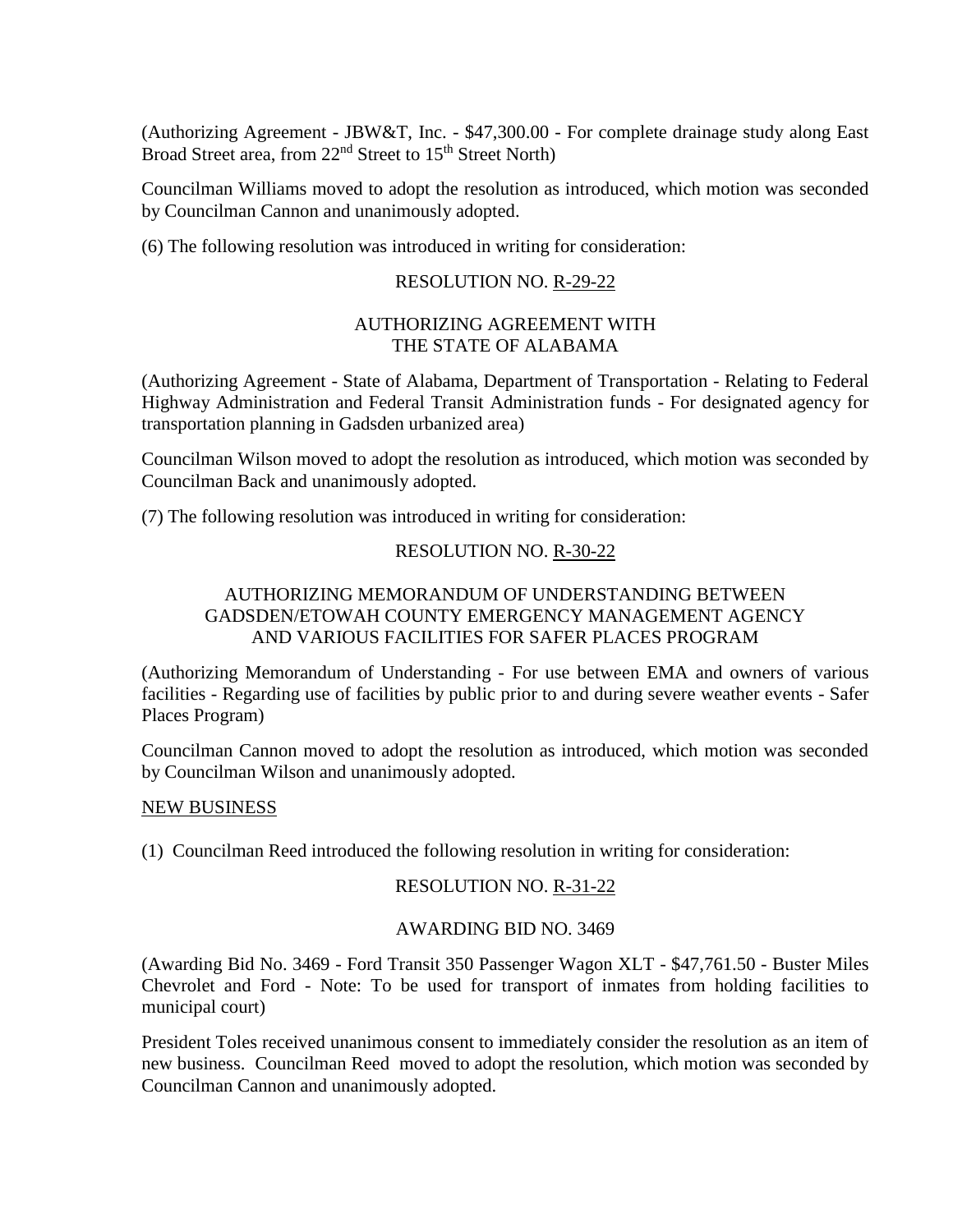(Authorizing Agreement - JBW&T, Inc. - $47,300.00 - For complete drainage study along East Broad Street area, from 22nd Street to 15th Street North)

Councilman Williams moved to adopt the resolution as introduced, which motion was seconded by Councilman Cannon and unanimously adopted.

(6) The following resolution was introduced in writing for consideration:

RESOLUTION NO. R-29-22

AUTHORIZING AGREEMENT WITH
THE STATE OF ALABAMA

(Authorizing Agreement - State of Alabama, Department of Transportation - Relating to Federal Highway Administration and Federal Transit Administration funds - For designated agency for transportation planning in Gadsden urbanized area)

Councilman Wilson moved to adopt the resolution as introduced, which motion was seconded by Councilman Back and unanimously adopted.

(7) The following resolution was introduced in writing for consideration:

RESOLUTION NO. R-30-22

AUTHORIZING MEMORANDUM OF UNDERSTANDING BETWEEN
GADSDEN/ETOWAH COUNTY EMERGENCY MANAGEMENT AGENCY
AND VARIOUS FACILITIES FOR SAFER PLACES PROGRAM

(Authorizing Memorandum of Understanding - For use between EMA and owners of various facilities - Regarding use of facilities by public prior to and during severe weather events - Safer Places Program)

Councilman Cannon moved to adopt the resolution as introduced, which motion was seconded by Councilman Wilson and unanimously adopted.

NEW BUSINESS

(1) Councilman Reed introduced the following resolution in writing for consideration:

RESOLUTION NO. R-31-22

AWARDING BID NO. 3469

(Awarding Bid No. 3469 - Ford Transit 350 Passenger Wagon XLT - $47,761.50 - Buster Miles Chevrolet and Ford - Note: To be used for transport of inmates from holding facilities to municipal court)

President Toles received unanimous consent to immediately consider the resolution as an item of new business. Councilman Reed moved to adopt the resolution, which motion was seconded by Councilman Cannon and unanimously adopted.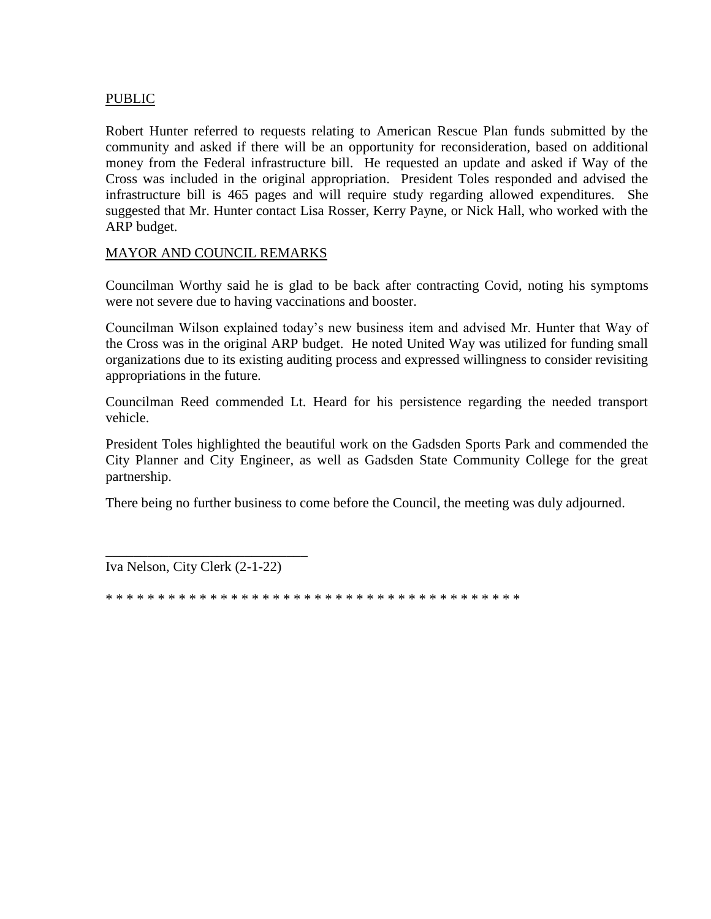PUBLIC

Robert Hunter referred to requests relating to American Rescue Plan funds submitted by the community and asked if there will be an opportunity for reconsideration, based on additional money from the Federal infrastructure bill. He requested an update and asked if Way of the Cross was included in the original appropriation. President Toles responded and advised the infrastructure bill is 465 pages and will require study regarding allowed expenditures. She suggested that Mr. Hunter contact Lisa Rosser, Kerry Payne, or Nick Hall, who worked with the ARP budget.

MAYOR AND COUNCIL REMARKS

Councilman Worthy said he is glad to be back after contracting Covid, noting his symptoms were not severe due to having vaccinations and booster.

Councilman Wilson explained today's new business item and advised Mr. Hunter that Way of the Cross was in the original ARP budget. He noted United Way was utilized for funding small organizations due to its existing auditing process and expressed willingness to consider revisiting appropriations in the future.

Councilman Reed commended Lt. Heard for his persistence regarding the needed transport vehicle.

President Toles highlighted the beautiful work on the Gadsden Sports Park and commended the City Planner and City Engineer, as well as Gadsden State Community College for the great partnership.

There being no further business to come before the Council, the meeting was duly adjourned.

_____________________________
Iva Nelson, City Clerk (2-1-22)

* * * * * * * * * * * * * * * * * * * * * * * * * * * * * * * * * * * * * * * * *